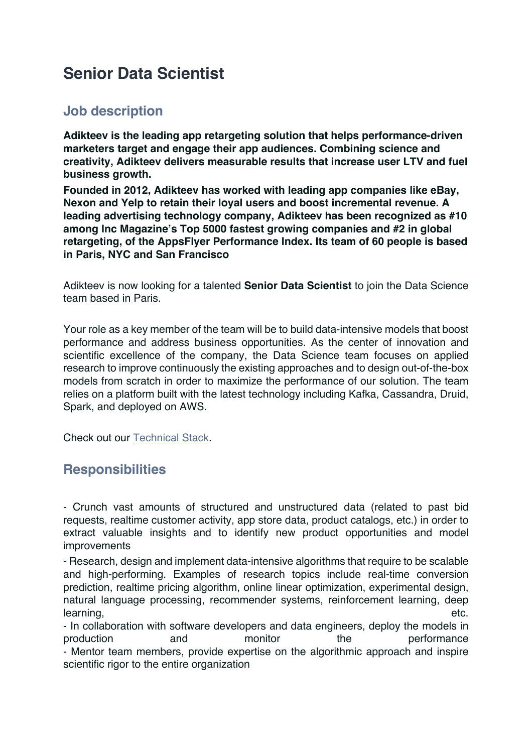# Senior Data Scientist

## Job description

**Adikteev is the leading app retargeting solution that helps performance-driven marketers target and engage their app audiences. Combining science and creativity, Adikteev delivers measurable results that increase user LTV and fuel business growth.**

**Founded in 2012, Adikteev has worked with leading app companies like eBay, Nexon and Yelp to retain their loyal users and boost incremental revenue. A leading advertising technology company, Adikteev has been recognized as #10 among Inc Magazine's Top 5000 fastest growing companies and #2 in global retargeting, of the AppsFlyer Performance Index. Its team of 60 people is based in Paris, NYC and San Francisco**

Adikteev is now looking for a talented **Senior Data Scientist** to join the Data Science team based in Paris.

Your role as a key member of the team will be to build data-intensive models that boost performance and address business opportunities. As the center of innovation and scientific excellence of the company, the Data Science team focuses on applied research to improve continuously the existing approaches and to design out-of-the-box models from scratch in order to maximize the performance of our solution. The team relies on a platform built with the latest technology including Kafka, Cassandra, Druid, Spark, and deployed on AWS.

Check out our Technical Stack.

## Responsibilities

- Crunch vast amounts of structured and unstructured data (related to past bid requests, realtime customer activity, app store data, product catalogs, etc.) in order to extract valuable insights and to identify new product opportunities and model improvements
- Research, design and implement data-intensive algorithms that require to be scalable and high-performing. Examples of research topics include real-time conversion prediction, realtime pricing algorithm, online linear optimization, experimental design, natural language processing, recommender systems, reinforcement learning, deep learning, etc.
- In collaboration with software developers and data engineers, deploy the models in production and monitor the performance
- Mentor team members, provide expertise on the algorithmic approach and inspire scientific rigor to the entire organization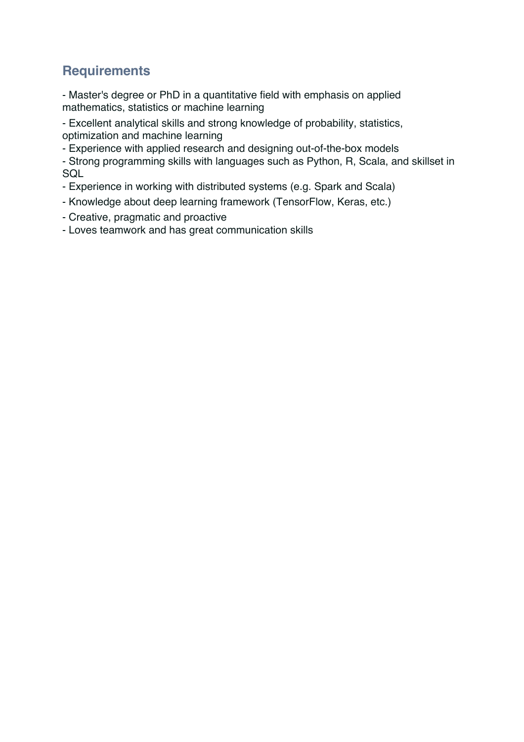## Requirements

- Master's degree or PhD in a quantitative field with emphasis on applied mathematics, statistics or machine learning
- Excellent analytical skills and strong knowledge of probability, statistics, optimization and machine learning
- Experience with applied research and designing out-of-the-box models
- Strong programming skills with languages such as Python, R, Scala, and skillset in SQL
- Experience in working with distributed systems (e.g. Spark and Scala)
- Knowledge about deep learning framework (TensorFlow, Keras, etc.)
- Creative, pragmatic and proactive
- Loves teamwork and has great communication skills